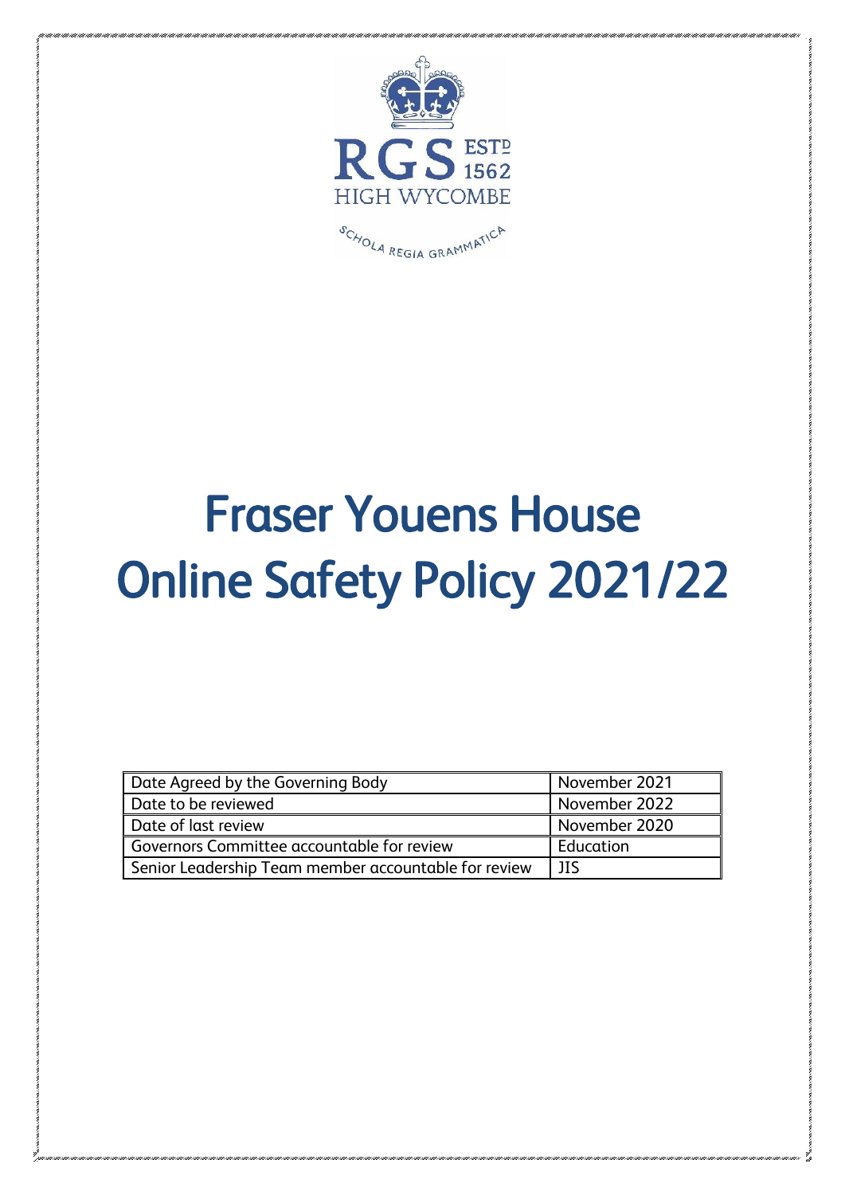RGS ESTD 1562

HIGH WYCOMBE

SCHOLA REGIA GRAMMATICA

# Fraser Youens House Online Safety Policy 2021/22

| | |
|---|---|
| Date Agreed by the Governing Body | November 2021 |
| Date to be reviewed | November 2022 |
| Date of last review | November 2020 |
| Governors Committee accountable for review | Education |
| Senior Leadership Team member accountable for review | JIS |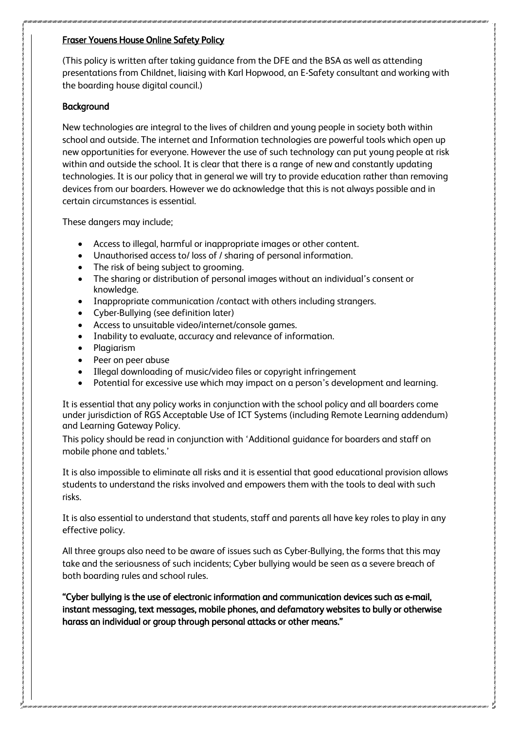## Fraser Youens House Online Safety Policy

(This policy is written after taking guidance from the DFE and the BSA as well as attending presentations from Childnet, liaising with Karl Hopwood, an E-Safety consultant and working with the boarding house digital council.)

### Background

New technologies are integral to the lives of children and young people in society both within school and outside. The internet and Information technologies are powerful tools which open up new opportunities for everyone. However the use of such technology can put young people at risk within and outside the school. It is clear that there is a range of new and constantly updating technologies. It is our policy that in general we will try to provide education rather than removing devices from our boarders. However we do acknowledge that this is not always possible and in certain circumstances is essential.

These dangers may include;

- Access to illegal, harmful or inappropriate images or other content.
- Unauthorised access to/ loss of / sharing of personal information.
- The risk of being subject to grooming.
- The sharing or distribution of personal images without an individual's consent or knowledge.
- Inappropriate communication /contact with others including strangers.
- Cyber-Bullying (see definition later)
- Access to unsuitable video/internet/console games.
- Inability to evaluate, accuracy and relevance of information.
- Plagiarism
- Peer on peer abuse
- Illegal downloading of music/video files or copyright infringement
- Potential for excessive use which may impact on a person's development and learning.

It is essential that any policy works in conjunction with the school policy and all boarders come under jurisdiction of RGS Acceptable Use of ICT Systems (including Remote Learning addendum) and Learning Gateway Policy.

This policy should be read in conjunction with 'Additional guidance for boarders and staff on mobile phone and tablets.'

It is also impossible to eliminate all risks and it is essential that good educational provision allows students to understand the risks involved and empowers them with the tools to deal with such risks.

It is also essential to understand that students, staff and parents all have key roles to play in any effective policy.

All three groups also need to be aware of issues such as Cyber-Bullying, the forms that this may take and the seriousness of such incidents; Cyber bullying would be seen as a severe breach of both boarding rules and school rules.

**"Cyber bullying is the use of electronic information and communication devices such as e-mail, instant messaging, text messages, mobile phones, and defamatory websites to bully or otherwise harass an individual or group through personal attacks or other means."**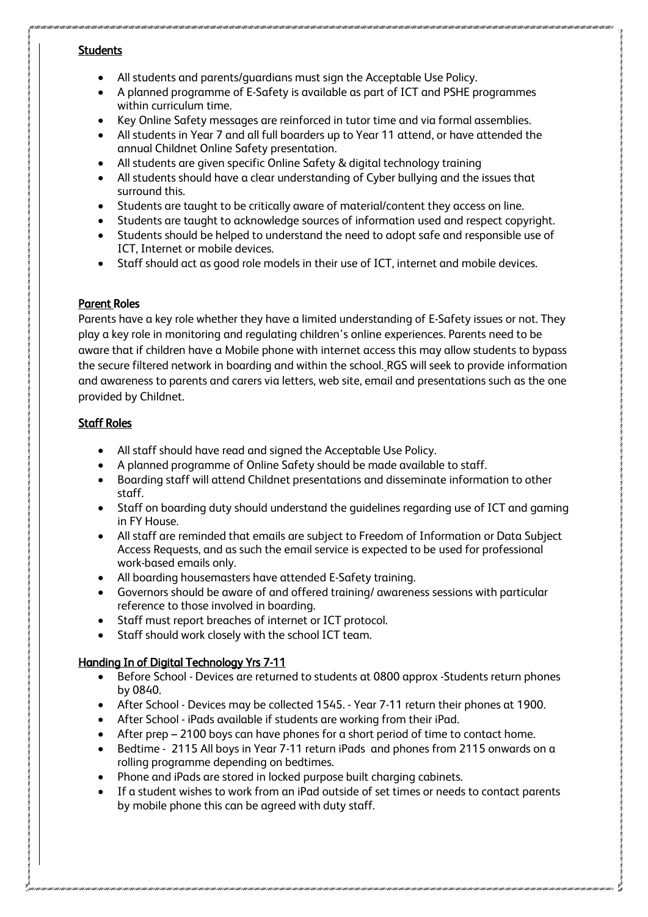## Students

- All students and parents/guardians must sign the Acceptable Use Policy.
- A planned programme of E-Safety is available as part of ICT and PSHE programmes within curriculum time.
- Key Online Safety messages are reinforced in tutor time and via formal assemblies.
- All students in Year 7 and all full boarders up to Year 11 attend, or have attended the annual Childnet Online Safety presentation.
- All students are given specific Online Safety & digital technology training
- All students should have a clear understanding of Cyber bullying and the issues that surround this.
- Students are taught to be critically aware of material/content they access on line.
- Students are taught to acknowledge sources of information used and respect copyright.
- Students should be helped to understand the need to adopt safe and responsible use of ICT, Internet or mobile devices.
- Staff should act as good role models in their use of ICT, internet and mobile devices.

## Parent Roles

Parents have a key role whether they have a limited understanding of E-Safety issues or not. They play a key role in monitoring and regulating children's online experiences. Parents need to be aware that if children have a Mobile phone with internet access this may allow students to bypass the secure filtered network in boarding and within the school. RGS will seek to provide information and awareness to parents and carers via letters, web site, email and presentations such as the one provided by Childnet.

## Staff Roles

- All staff should have read and signed the Acceptable Use Policy.
- A planned programme of Online Safety should be made available to staff.
- Boarding staff will attend Childnet presentations and disseminate information to other staff.
- Staff on boarding duty should understand the guidelines regarding use of ICT and gaming in FY House.
- All staff are reminded that emails are subject to Freedom of Information or Data Subject Access Requests, and as such the email service is expected to be used for professional work-based emails only.
- All boarding housemasters have attended E-Safety training.
- Governors should be aware of and offered training/ awareness sessions with particular reference to those involved in boarding.
- Staff must report breaches of internet or ICT protocol.
- Staff should work closely with the school ICT team.

## Handing In of Digital Technology Yrs 7-11

- Before School - Devices are returned to students at 0800 approx -Students return phones by 0840.
- After School - Devices may be collected 1545. - Year 7-11 return their phones at 1900.
- After School - iPads available if students are working from their iPad.
- After prep – 2100 boys can have phones for a short period of time to contact home.
- Bedtime - 2115 All boys in Year 7-11 return iPads and phones from 2115 onwards on a rolling programme depending on bedtimes.
- Phone and iPads are stored in locked purpose built charging cabinets.
- If a student wishes to work from an iPad outside of set times or needs to contact parents by mobile phone this can be agreed with duty staff.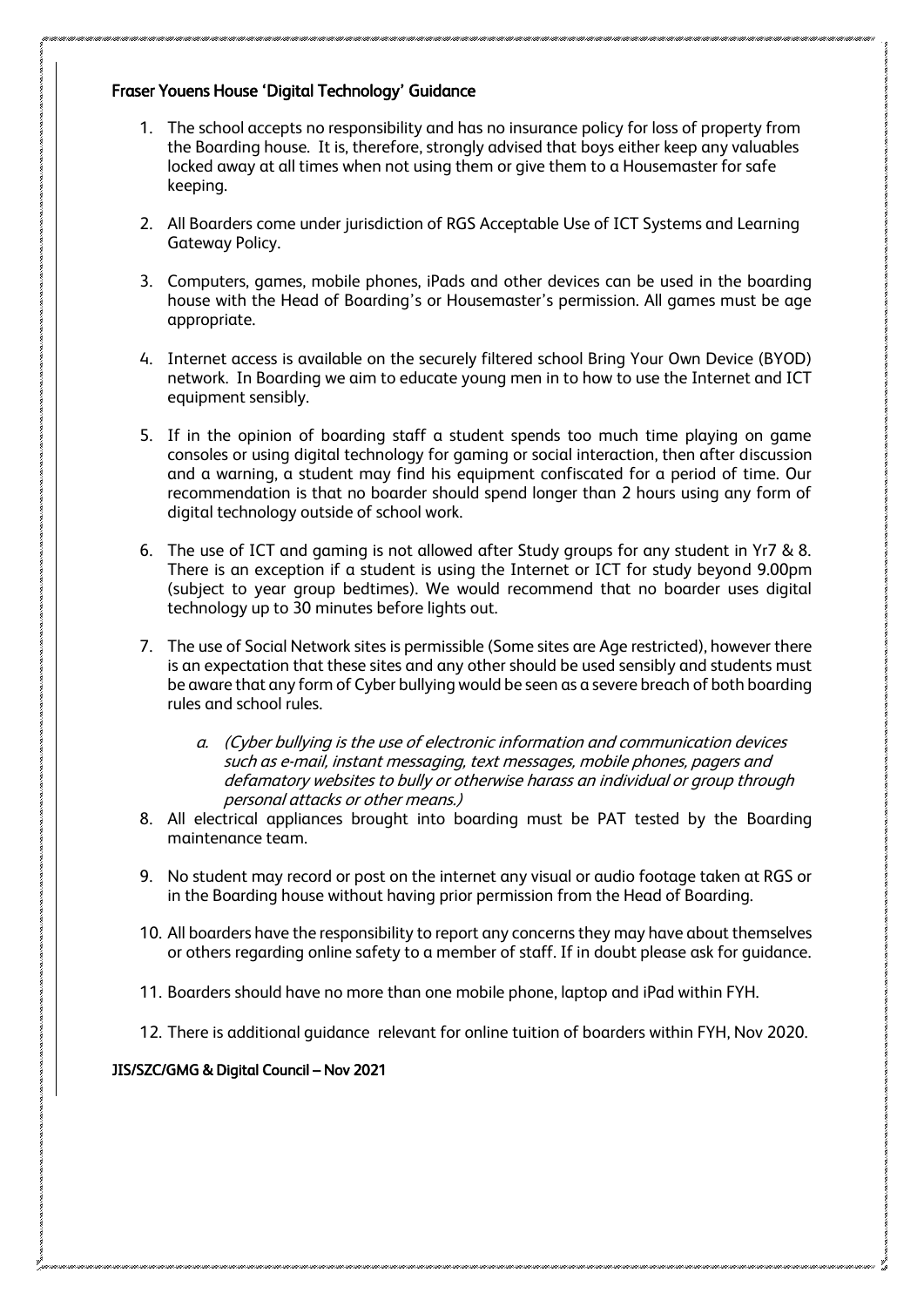## Fraser Youens House 'Digital Technology' Guidance

1. The school accepts no responsibility and has no insurance policy for loss of property from the Boarding house. It is, therefore, strongly advised that boys either keep any valuables locked away at all times when not using them or give them to a Housemaster for safe keeping.

2. All Boarders come under jurisdiction of RGS Acceptable Use of ICT Systems and Learning Gateway Policy.

3. Computers, games, mobile phones, iPads and other devices can be used in the boarding house with the Head of Boarding's or Housemaster's permission. All games must be age appropriate.

4. Internet access is available on the securely filtered school Bring Your Own Device (BYOD) network. In Boarding we aim to educate young men in to how to use the Internet and ICT equipment sensibly.

5. If in the opinion of boarding staff a student spends too much time playing on game consoles or using digital technology for gaming or social interaction, then after discussion and a warning, a student may find his equipment confiscated for a period of time. Our recommendation is that no boarder should spend longer than 2 hours using any form of digital technology outside of school work.

6. The use of ICT and gaming is not allowed after Study groups for any student in Yr7 & 8. There is an exception if a student is using the Internet or ICT for study beyond 9.00pm (subject to year group bedtimes). We would recommend that no boarder uses digital technology up to 30 minutes before lights out.

7. The use of Social Network sites is permissible (Some sites are Age restricted), however there is an expectation that these sites and any other should be used sensibly and students must be aware that any form of Cyber bullying would be seen as a severe breach of both boarding rules and school rules.

    a. *(Cyber bullying is the use of electronic information and communication devices such as e-mail, instant messaging, text messages, mobile phones, pagers and defamatory websites to bully or otherwise harass an individual or group through personal attacks or other means.)*

8. All electrical appliances brought into boarding must be PAT tested by the Boarding maintenance team.

9. No student may record or post on the internet any visual or audio footage taken at RGS or in the Boarding house without having prior permission from the Head of Boarding.

10. All boarders have the responsibility to report any concerns they may have about themselves or others regarding online safety to a member of staff. If in doubt please ask for guidance.

11. Boarders should have no more than one mobile phone, laptop and iPad within FYH.

12. There is additional guidance relevant for online tuition of boarders within FYH, Nov 2020.

**JIS/SZC/GMG & Digital Council – Nov 2021**